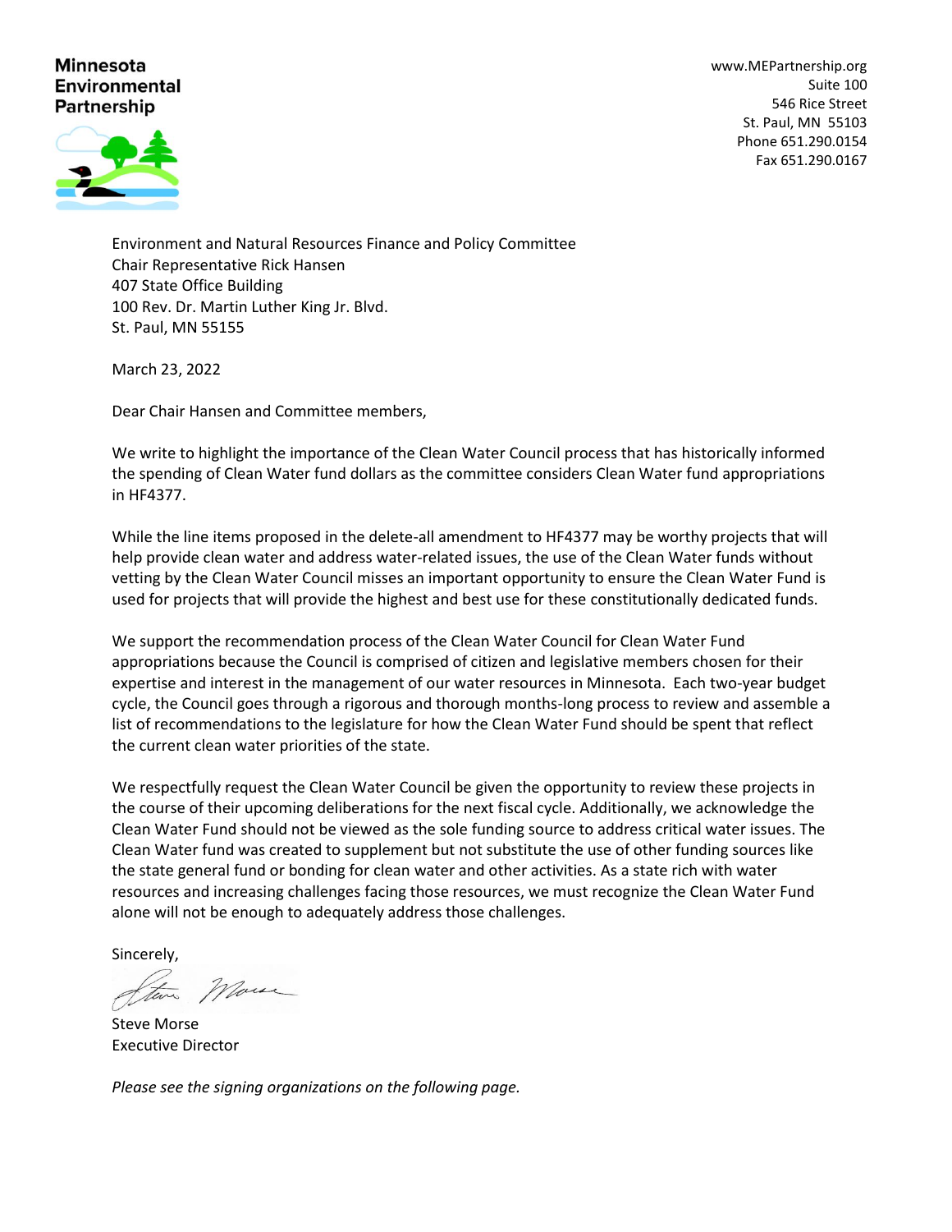**Minnesota Environmental Partnership**

www.MEPartnership.org
Suite 100
546 Rice Street
St. Paul, MN 55103
Phone 651.290.0154
Fax 651.290.0167

Environment and Natural Resources Finance and Policy Committee
Chair Representative Rick Hansen
407 State Office Building
100 Rev. Dr. Martin Luther King Jr. Blvd.
St. Paul, MN 55155

March 23, 2022

Dear Chair Hansen and Committee members,

We write to highlight the importance of the Clean Water Council process that has historically informed the spending of Clean Water fund dollars as the committee considers Clean Water fund appropriations in HF4377.

While the line items proposed in the delete-all amendment to HF4377 may be worthy projects that will help provide clean water and address water-related issues, the use of the Clean Water funds without vetting by the Clean Water Council misses an important opportunity to ensure the Clean Water Fund is used for projects that will provide the highest and best use for these constitutionally dedicated funds.

We support the recommendation process of the Clean Water Council for Clean Water Fund appropriations because the Council is comprised of citizen and legislative members chosen for their expertise and interest in the management of our water resources in Minnesota. Each two-year budget cycle, the Council goes through a rigorous and thorough months-long process to review and assemble a list of recommendations to the legislature for how the Clean Water Fund should be spent that reflect the current clean water priorities of the state.

We respectfully request the Clean Water Council be given the opportunity to review these projects in the course of their upcoming deliberations for the next fiscal cycle. Additionally, we acknowledge the Clean Water Fund should not be viewed as the sole funding source to address critical water issues. The Clean Water fund was created to supplement but not substitute the use of other funding sources like the state general fund or bonding for clean water and other activities. As a state rich with water resources and increasing challenges facing those resources, we must recognize the Clean Water Fund alone will not be enough to adequately address those challenges.

Sincerely,

Steve Morse
Executive Director

*Please see the signing organizations on the following page.*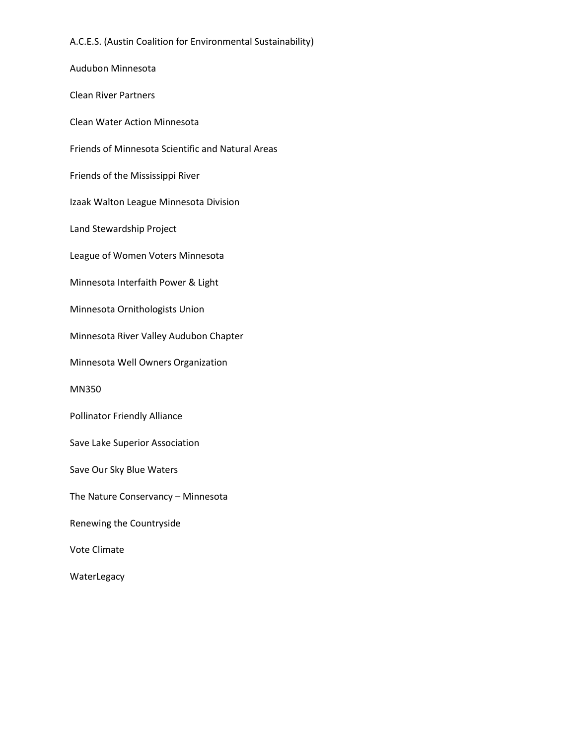A.C.E.S. (Austin Coalition for Environmental Sustainability)

Audubon Minnesota

Clean River Partners

Clean Water Action Minnesota

Friends of Minnesota Scientific and Natural Areas

Friends of the Mississippi River

Izaak Walton League Minnesota Division

Land Stewardship Project

League of Women Voters Minnesota

Minnesota Interfaith Power & Light

Minnesota Ornithologists Union

Minnesota River Valley Audubon Chapter

Minnesota Well Owners Organization

MN350

Pollinator Friendly Alliance

Save Lake Superior Association

Save Our Sky Blue Waters

The Nature Conservancy – Minnesota

Renewing the Countryside

Vote Climate

WaterLegacy